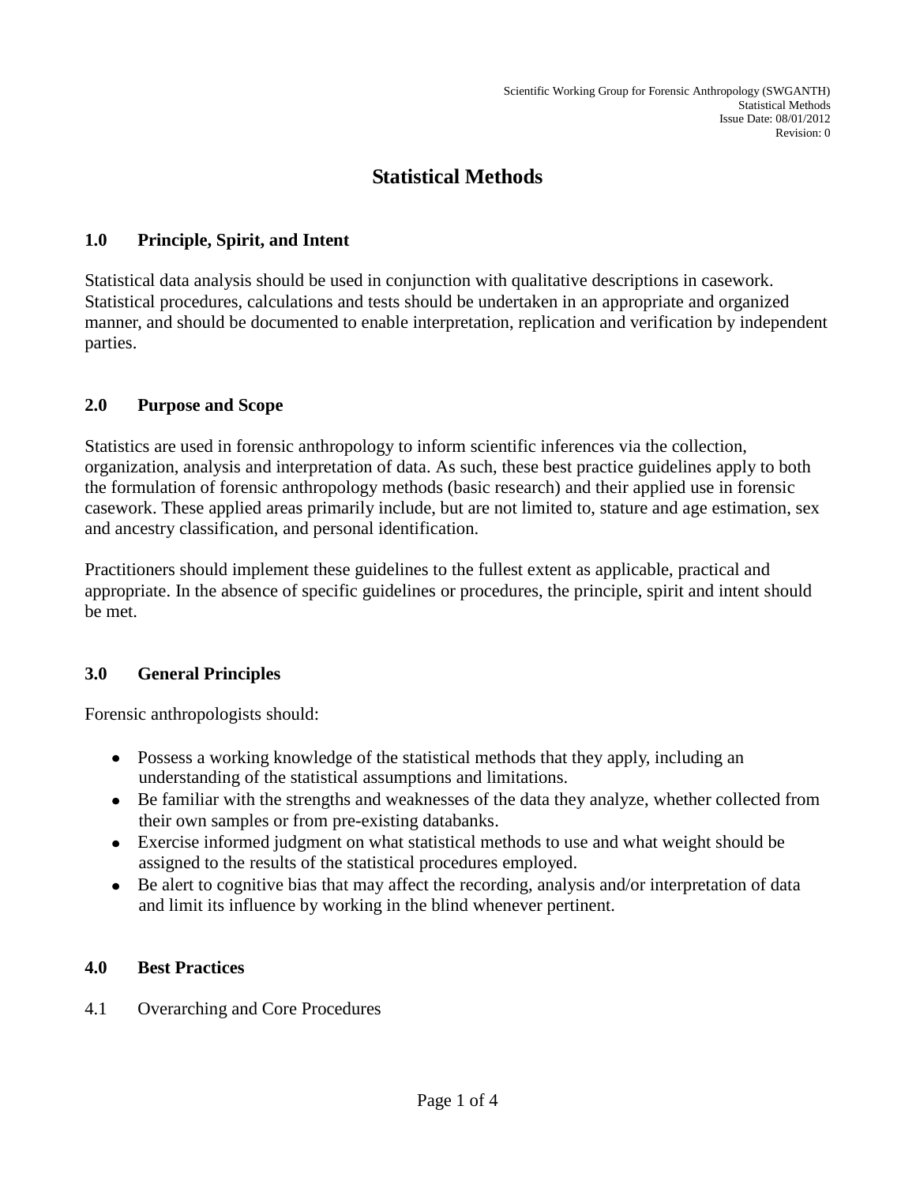# Statistical Methods

## 1.0 Principle, Spirit, and Intent

Statistical data analysis should be used in conjunction with qualitative descriptions in casework. Statistical procedures, calculations and tests should be undertaken in an appropriate and organized manner, and should be documented to enable interpretation, replication and verification by independent parties.

## 2.0 Purpose and Scope

Statistics are used in forensic anthropology to inform scientific inferences via the collection, organization, analysis and interpretation of data. As such, these best practice guidelines apply to both the formulation of forensic anthropology methods (basic research) and their applied use in forensic casework. These applied areas primarily include, but are not limited to, stature and age estimation, sex and ancestry classification, and personal identification.

Practitioners should implement these guidelines to the fullest extent as applicable, practical and appropriate. In the absence of specific guidelines or procedures, the principle, spirit and intent should be met.

## 3.0 General Principles

Forensic anthropologists should:

- Possess a working knowledge of the statistical methods that they apply, including an understanding of the statistical assumptions and limitations.
- Be familiar with the strengths and weaknesses of the data they analyze, whether collected from their own samples or from pre-existing databanks.
- Exercise informed judgment on what statistical methods to use and what weight should be assigned to the results of the statistical procedures employed.
- Be alert to cognitive bias that may affect the recording, analysis and/or interpretation of data and limit its influence by working in the blind whenever pertinent.

## 4.0 Best Practices

4.1 Overarching and Core Procedures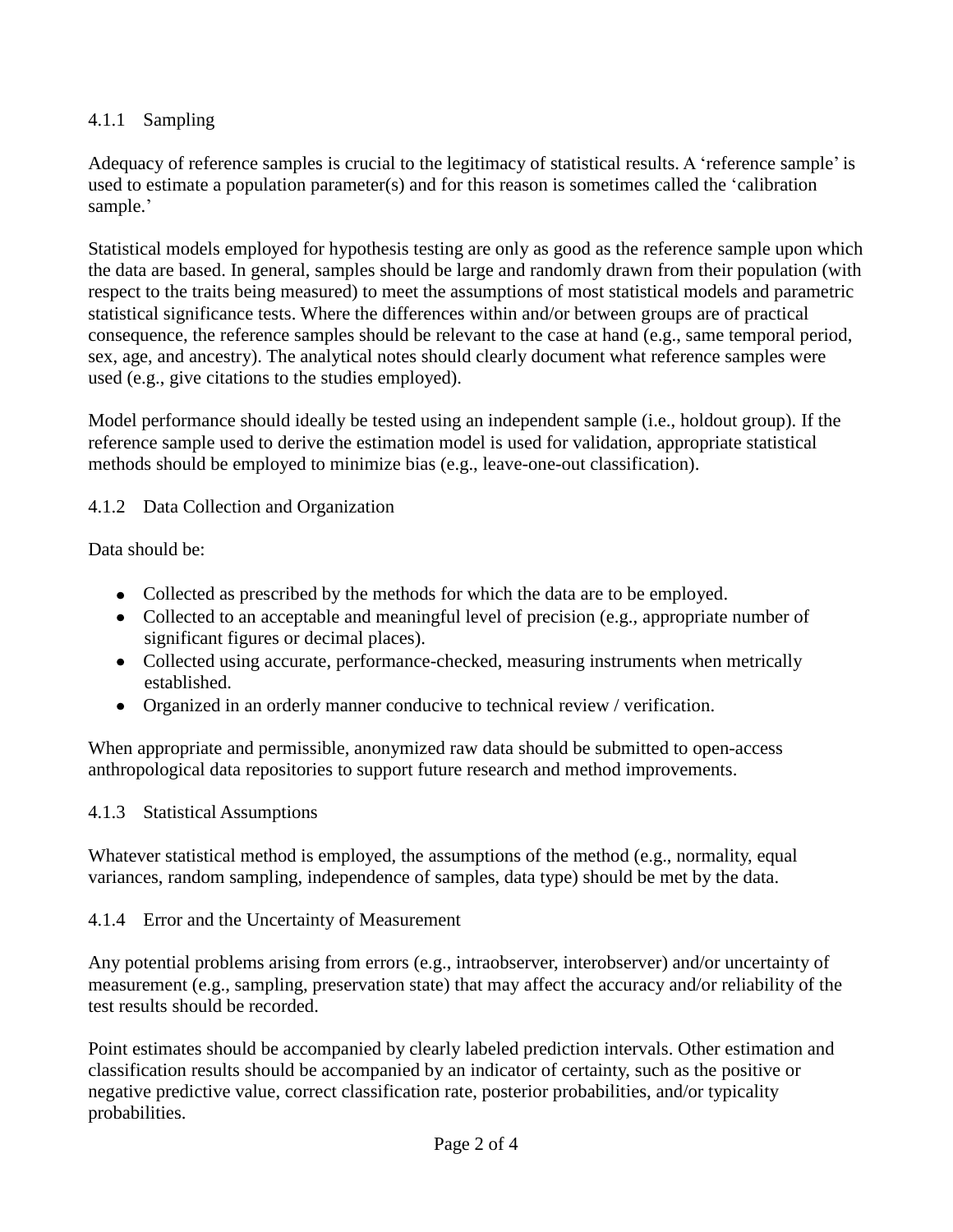### 4.1.1 Sampling

Adequacy of reference samples is crucial to the legitimacy of statistical results. A 'reference sample' is used to estimate a population parameter(s) and for this reason is sometimes called the 'calibration sample.'

Statistical models employed for hypothesis testing are only as good as the reference sample upon which the data are based. In general, samples should be large and randomly drawn from their population (with respect to the traits being measured) to meet the assumptions of most statistical models and parametric statistical significance tests. Where the differences within and/or between groups are of practical consequence, the reference samples should be relevant to the case at hand (e.g., same temporal period, sex, age, and ancestry). The analytical notes should clearly document what reference samples were used (e.g., give citations to the studies employed).

Model performance should ideally be tested using an independent sample (i.e., holdout group). If the reference sample used to derive the estimation model is used for validation, appropriate statistical methods should be employed to minimize bias (e.g., leave-one-out classification).

### 4.1.2 Data Collection and Organization

Data should be:

- Collected as prescribed by the methods for which the data are to be employed.
- Collected to an acceptable and meaningful level of precision (e.g., appropriate number of significant figures or decimal places).
- Collected using accurate, performance-checked, measuring instruments when metrically established.
- Organized in an orderly manner conducive to technical review / verification.

When appropriate and permissible, anonymized raw data should be submitted to open-access anthropological data repositories to support future research and method improvements.

### 4.1.3 Statistical Assumptions

Whatever statistical method is employed, the assumptions of the method (e.g., normality, equal variances, random sampling, independence of samples, data type) should be met by the data.

### 4.1.4 Error and the Uncertainty of Measurement

Any potential problems arising from errors (e.g., intraobserver, interobserver) and/or uncertainty of measurement (e.g., sampling, preservation state) that may affect the accuracy and/or reliability of the test results should be recorded.

Point estimates should be accompanied by clearly labeled prediction intervals. Other estimation and classification results should be accompanied by an indicator of certainty, such as the positive or negative predictive value, correct classification rate, posterior probabilities, and/or typicality probabilities.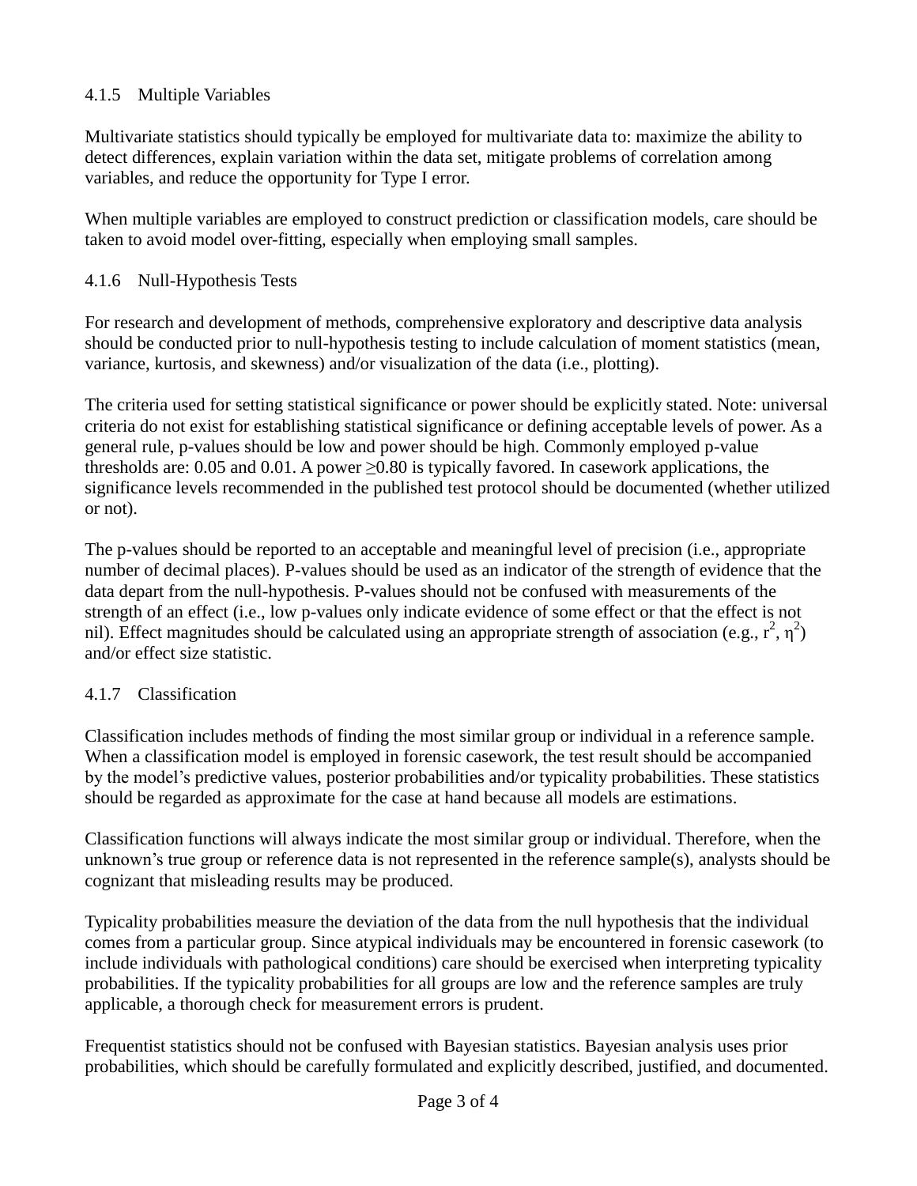### 4.1.5 Multiple Variables

Multivariate statistics should typically be employed for multivariate data to: maximize the ability to detect differences, explain variation within the data set, mitigate problems of correlation among variables, and reduce the opportunity for Type I error.

When multiple variables are employed to construct prediction or classification models, care should be taken to avoid model over-fitting, especially when employing small samples.

### 4.1.6 Null-Hypothesis Tests

For research and development of methods, comprehensive exploratory and descriptive data analysis should be conducted prior to null-hypothesis testing to include calculation of moment statistics (mean, variance, kurtosis, and skewness) and/or visualization of the data (i.e., plotting).

The criteria used for setting statistical significance or power should be explicitly stated. Note: universal criteria do not exist for establishing statistical significance or defining acceptable levels of power. As a general rule, p-values should be low and power should be high. Commonly employed p-value thresholds are: 0.05 and 0.01. A power $\geq$0.80 is typically favored. In casework applications, the significance levels recommended in the published test protocol should be documented (whether utilized or not).

The p-values should be reported to an acceptable and meaningful level of precision (i.e., appropriate number of decimal places). P-values should be used as an indicator of the strength of evidence that the data depart from the null-hypothesis. P-values should not be confused with measurements of the strength of an effect (i.e., low p-values only indicate evidence of some effect or that the effect is not nil). Effect magnitudes should be calculated using an appropriate strength of association (e.g., $r^2$, $\eta^2$) and/or effect size statistic.

### 4.1.7 Classification

Classification includes methods of finding the most similar group or individual in a reference sample. When a classification model is employed in forensic casework, the test result should be accompanied by the model's predictive values, posterior probabilities and/or typicality probabilities. These statistics should be regarded as approximate for the case at hand because all models are estimations.

Classification functions will always indicate the most similar group or individual. Therefore, when the unknown's true group or reference data is not represented in the reference sample(s), analysts should be cognizant that misleading results may be produced.

Typicality probabilities measure the deviation of the data from the null hypothesis that the individual comes from a particular group. Since atypical individuals may be encountered in forensic casework (to include individuals with pathological conditions) care should be exercised when interpreting typicality probabilities. If the typicality probabilities for all groups are low and the reference samples are truly applicable, a thorough check for measurement errors is prudent.

Frequentist statistics should not be confused with Bayesian statistics. Bayesian analysis uses prior probabilities, which should be carefully formulated and explicitly described, justified, and documented.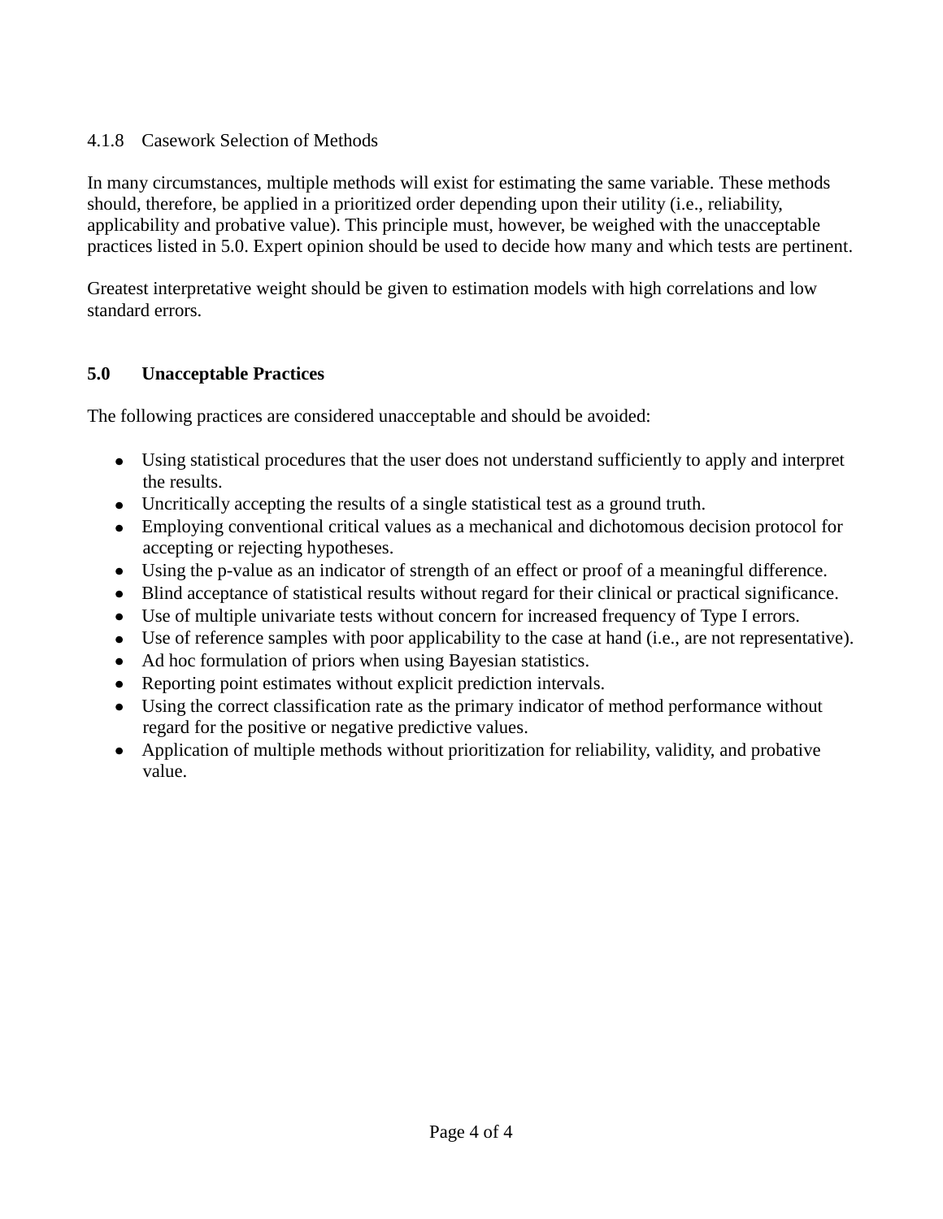#### 4.1.8 Casework Selection of Methods

In many circumstances, multiple methods will exist for estimating the same variable. These methods should, therefore, be applied in a prioritized order depending upon their utility (i.e., reliability, applicability and probative value). This principle must, however, be weighed with the unacceptable practices listed in 5.0. Expert opinion should be used to decide how many and which tests are pertinent.

Greatest interpretative weight should be given to estimation models with high correlations and low standard errors.

## 5.0 Unacceptable Practices

The following practices are considered unacceptable and should be avoided:

- Using statistical procedures that the user does not understand sufficiently to apply and interpret the results.
- Uncritically accepting the results of a single statistical test as a ground truth.
- Employing conventional critical values as a mechanical and dichotomous decision protocol for accepting or rejecting hypotheses.
- Using the p-value as an indicator of strength of an effect or proof of a meaningful difference.
- Blind acceptance of statistical results without regard for their clinical or practical significance.
- Use of multiple univariate tests without concern for increased frequency of Type I errors.
- Use of reference samples with poor applicability to the case at hand (i.e., are not representative).
- Ad hoc formulation of priors when using Bayesian statistics.
- Reporting point estimates without explicit prediction intervals.
- Using the correct classification rate as the primary indicator of method performance without regard for the positive or negative predictive values.
- Application of multiple methods without prioritization for reliability, validity, and probative value.